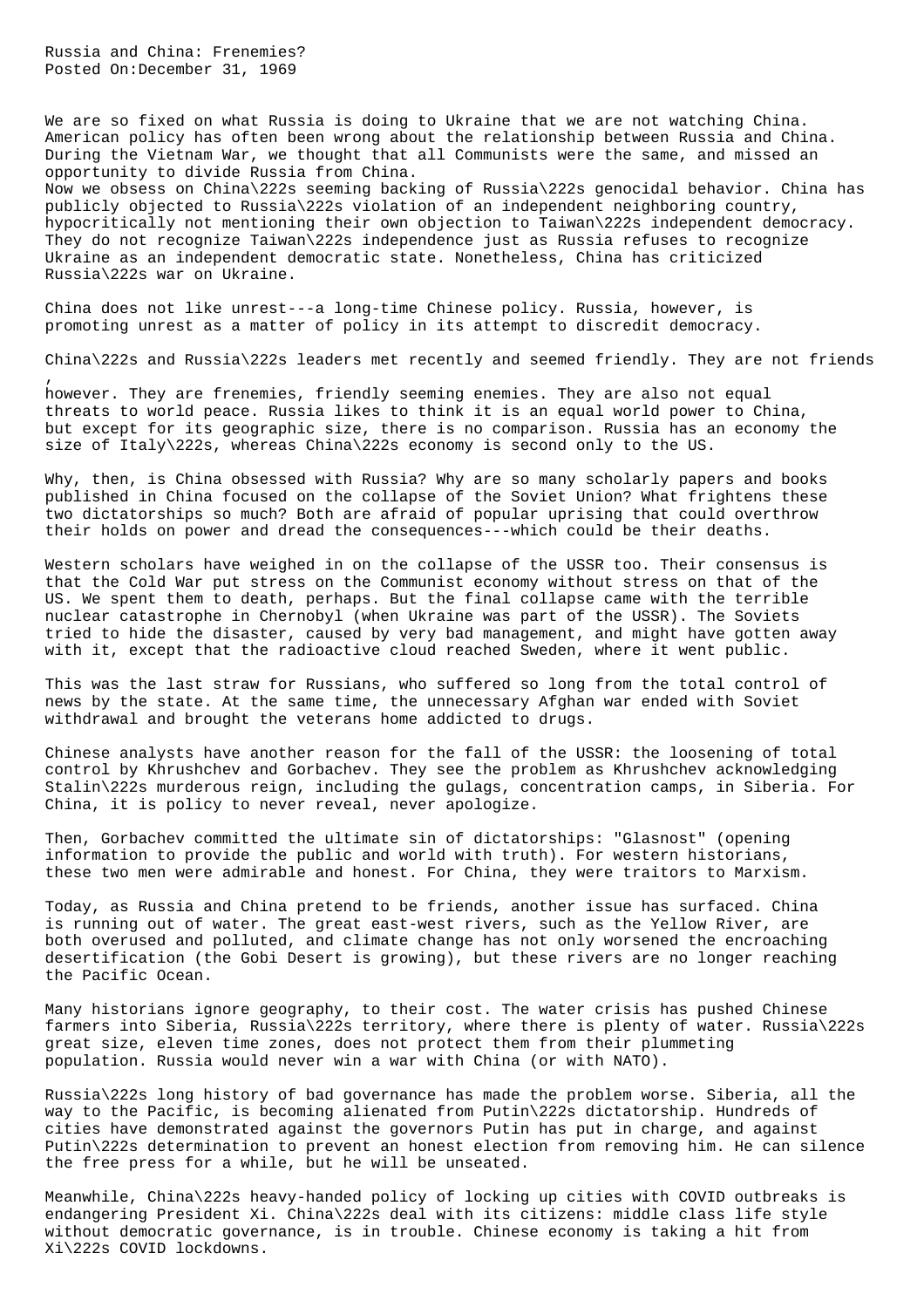# Russia and China: Frenemies?

Posted On:December 31, 1969

We are so fixed on what Russia is doing to Ukraine that we are not watching China. American policy has often been wrong about the relationship between Russia and China. During the Vietnam War, we thought that all Communists were the same, and missed an opportunity to divide Russia from China.

Now we obsess on China\222s seeming backing of Russia\222s genocidal behavior. China has publicly objected to Russia\222s violation of an independent neighboring country, hypocritically not mentioning their own objection to Taiwan\222s independent democracy. They do not recognize Taiwan\222s independence just as Russia refuses to recognize Ukraine as an independent democratic state. Nonetheless, China has criticized Russia\222s war on Ukraine.

China does not like unrest---a long-time Chinese policy. Russia, however, is promoting unrest as a matter of policy in its attempt to discredit democracy.

China\222s and Russia\222s leaders met recently and seemed friendly. They are not friends, however. They are frenemies, friendly seeming enemies. They are also not equal threats to world peace. Russia likes to think it is an equal world power to China, but except for its geographic size, there is no comparison. Russia has an economy the size of Italy\222s, whereas China\222s economy is second only to the US.

Why, then, is China obsessed with Russia? Why are so many scholarly papers and books published in China focused on the collapse of the Soviet Union? What frightens these two dictatorships so much? Both are afraid of popular uprising that could overthrow their holds on power and dread the consequences---which could be their deaths.

Western scholars have weighed in on the collapse of the USSR too. Their consensus is that the Cold War put stress on the Communist economy without stress on that of the US. We spent them to death, perhaps. But the final collapse came with the terrible nuclear catastrophe in Chernobyl (when Ukraine was part of the USSR). The Soviets tried to hide the disaster, caused by very bad management, and might have gotten away with it, except that the radioactive cloud reached Sweden, where it went public.

This was the last straw for Russians, who suffered so long from the total control of news by the state. At the same time, the unnecessary Afghan war ended with Soviet withdrawal and brought the veterans home addicted to drugs.

Chinese analysts have another reason for the fall of the USSR: the loosening of total control by Khrushchev and Gorbachev. They see the problem as Khrushchev acknowledging Stalin\222s murderous reign, including the gulags, concentration camps, in Siberia. For China, it is policy to never reveal, never apologize.

Then, Gorbachev committed the ultimate sin of dictatorships: "Glasnost" (opening information to provide the public and world with truth). For western historians, these two men were admirable and honest. For China, they were traitors to Marxism.

Today, as Russia and China pretend to be friends, another issue has surfaced. China is running out of water. The great east-west rivers, such as the Yellow River, are both overused and polluted, and climate change has not only worsened the encroaching desertification (the Gobi Desert is growing), but these rivers are no longer reaching the Pacific Ocean.

Many historians ignore geography, to their cost. The water crisis has pushed Chinese farmers into Siberia, Russia\222s territory, where there is plenty of water. Russia\222s great size, eleven time zones, does not protect them from their plummeting population. Russia would never win a war with China (or with NATO).

Russia\222s long history of bad governance has made the problem worse. Siberia, all the way to the Pacific, is becoming alienated from Putin\222s dictatorship. Hundreds of cities have demonstrated against the governors Putin has put in charge, and against Putin\222s determination to prevent an honest election from removing him. He can silence the free press for a while, but he will be unseated.

Meanwhile, China\222s heavy-handed policy of locking up cities with COVID outbreaks is endangering President Xi. China\222s deal with its citizens: middle class life style without democratic governance, is in trouble. Chinese economy is taking a hit from Xi\222s COVID lockdowns.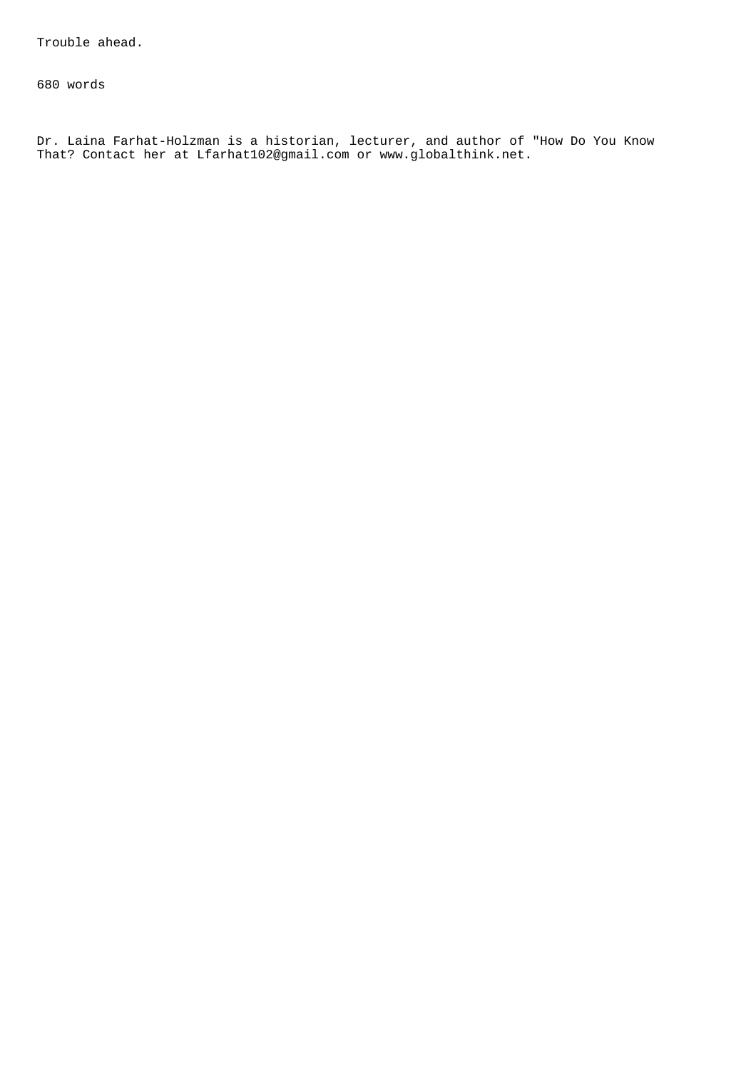Trouble ahead.

680 words

Dr. Laina Farhat-Holzman is a historian, lecturer, and author of "How Do You Know That? Contact her at Lfarhat102@gmail.com or www.globalthink.net.